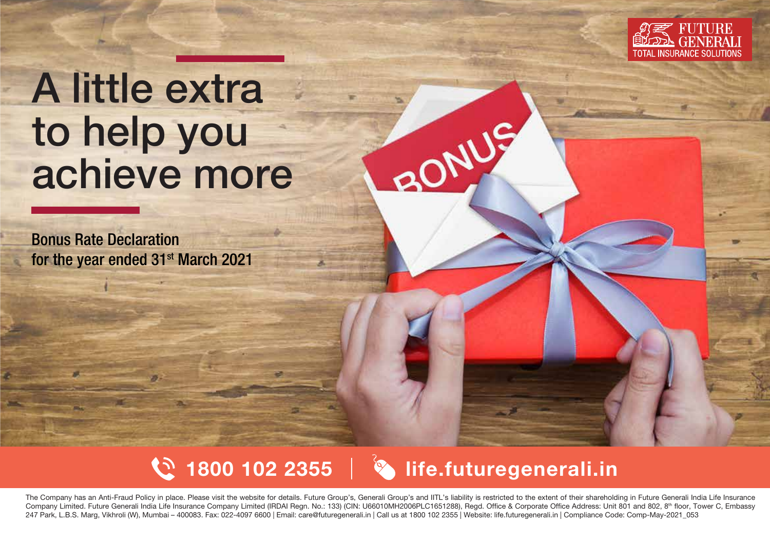FUTURE GENERALI
TOTAL INSURANCE SOLUTIONS

# A little extra to help you achieve more

## Bonus Rate Declaration for the year ended 31st March 2021

BONUS

1800 102 2355 | life.futuregenerali.in

The Company has an Anti-Fraud Policy in place. Please visit the website for details. Future Group's, Generali Group's and IITL's liability is restricted to the extent of their shareholding in Future Generali India Life Insurance Company Limited. Future Generali India Life Insurance Company Limited (IRDAI Regn. No.: 133) (CIN: U66010MH2006PLC1651288), Regd. Office & Corporate Office Address: Unit 801 and 802, 8th floor, Tower C, Embassy 247 Park, L.B.S. Marg, Vikhroli (W), Mumbai – 400083. Fax: 022-4097 6600 | Email: care@futuregenerali.in | Call us at 1800 102 2355 | Website: life.futuregenerali.in | Compliance Code: Comp-May-2021_053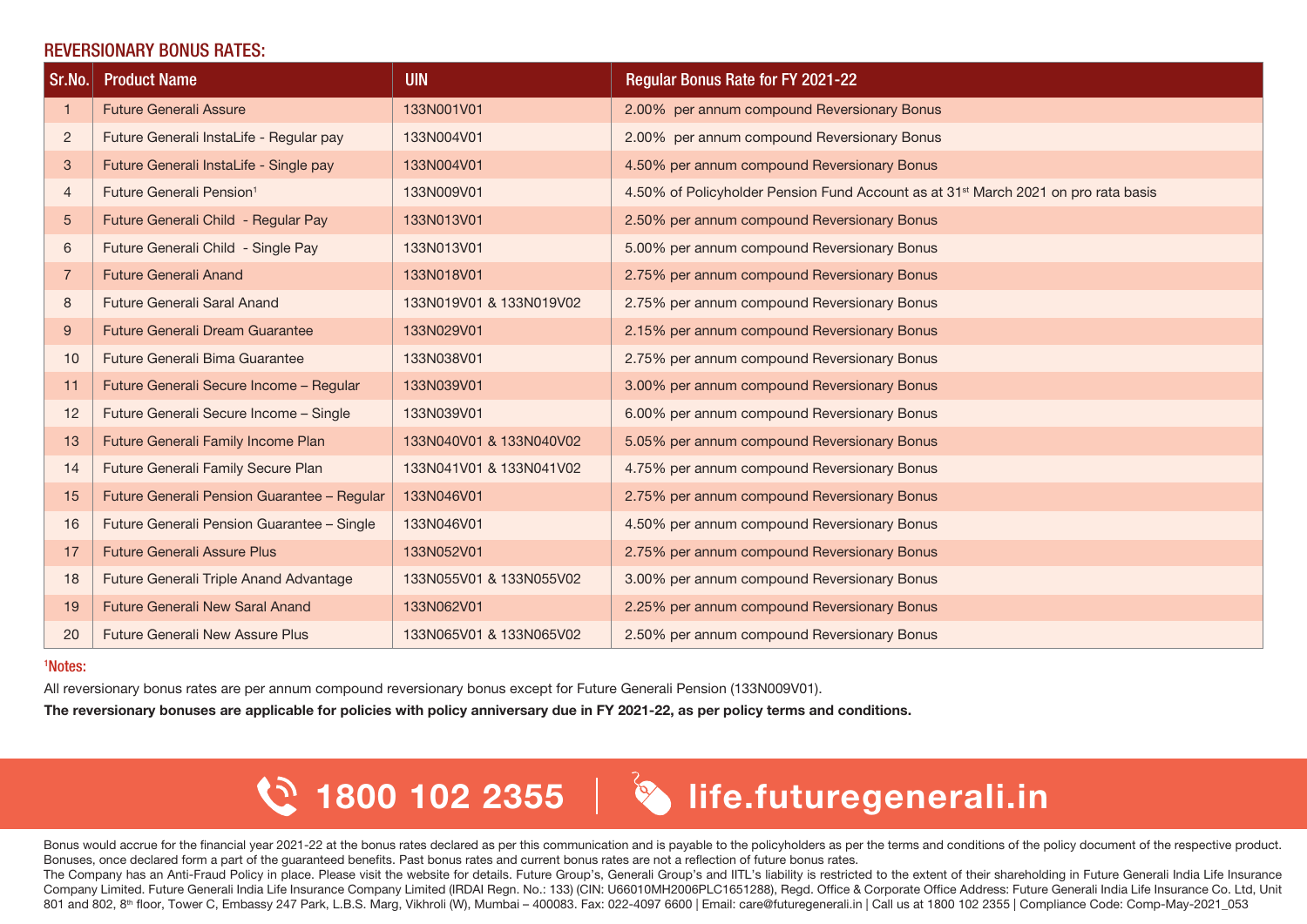## REVERSIONARY BONUS RATES:

| Sr.No. | Product Name | UIN | Regular Bonus Rate for FY 2021-22 |
|---|---|---|---|
| 1 | Future Generali Assure | 133N001V01 | 2.00% per annum compound Reversionary Bonus |
| 2 | Future Generali InstaLife - Regular pay | 133N004V01 | 2.00% per annum compound Reversionary Bonus |
| 3 | Future Generali InstaLife - Single pay | 133N004V01 | 4.50% per annum compound Reversionary Bonus |
| 4 | Future Generali Pension[1] | 133N009V01 | 4.50% of Policyholder Pension Fund Account as at 31st March 2021 on pro rata basis |
| 5 | Future Generali Child - Regular Pay | 133N013V01 | 2.50% per annum compound Reversionary Bonus |
| 6 | Future Generali Child - Single Pay | 133N013V01 | 5.00% per annum compound Reversionary Bonus |
| 7 | Future Generali Anand | 133N018V01 | 2.75% per annum compound Reversionary Bonus |
| 8 | Future Generali Saral Anand | 133N019V01 & 133N019V02 | 2.75% per annum compound Reversionary Bonus |
| 9 | Future Generali Dream Guarantee | 133N029V01 | 2.15% per annum compound Reversionary Bonus |
| 10 | Future Generali Bima Guarantee | 133N038V01 | 2.75% per annum compound Reversionary Bonus |
| 11 | Future Generali Secure Income – Regular | 133N039V01 | 3.00% per annum compound Reversionary Bonus |
| 12 | Future Generali Secure Income – Single | 133N039V01 | 6.00% per annum compound Reversionary Bonus |
| 13 | Future Generali Family Income Plan | 133N040V01 & 133N040V02 | 5.05% per annum compound Reversionary Bonus |
| 14 | Future Generali Family Secure Plan | 133N041V01 & 133N041V02 | 4.75% per annum compound Reversionary Bonus |
| 15 | Future Generali Pension Guarantee – Regular | 133N046V01 | 2.75% per annum compound Reversionary Bonus |
| 16 | Future Generali Pension Guarantee – Single | 133N046V01 | 4.50% per annum compound Reversionary Bonus |
| 17 | Future Generali Assure Plus | 133N052V01 | 2.75% per annum compound Reversionary Bonus |
| 18 | Future Generali Triple Anand Advantage | 133N055V01 & 133N055V02 | 3.00% per annum compound Reversionary Bonus |
| 19 | Future Generali New Saral Anand | 133N062V01 | 2.25% per annum compound Reversionary Bonus |
| 20 | Future Generali New Assure Plus | 133N065V01 & 133N065V02 | 2.50% per annum compound Reversionary Bonus |

[1]Notes:

All reversionary bonus rates are per annum compound reversionary bonus except for Future Generali Pension (133N009V01).

**The reversionary bonuses are applicable for policies with policy anniversary due in FY 2021-22, as per policy terms and conditions.**

**1800 102 2355 | life.futuregenerali.in**

Bonus would accrue for the financial year 2021-22 at the bonus rates declared as per this communication and is payable to the policyholders as per the terms and conditions of the policy document of the respective product. Bonuses, once declared form a part of the guaranteed benefits. Past bonus rates and current bonus rates are not a reflection of future bonus rates.
The Company has an Anti-Fraud Policy in place. Please visit the website for details. Future Group's, Generali Group's and IITL's liability is restricted to the extent of their shareholding in Future Generali India Life Insurance Company Limited. Future Generali India Life Insurance Company Limited (IRDAI Regn. No.: 133) (CIN: U66010MH2006PLC1651288), Regd. Office & Corporate Office Address: Future Generali India Life Insurance Co. Ltd, Unit 801 and 802, 8th floor, Tower C, Embassy 247 Park, L.B.S. Marg, Vikhroli (W), Mumbai – 400083. Fax: 022-4097 6600 | Email: care@futuregenerali.in | Call us at 1800 102 2355 | Compliance Code: Comp-May-2021_053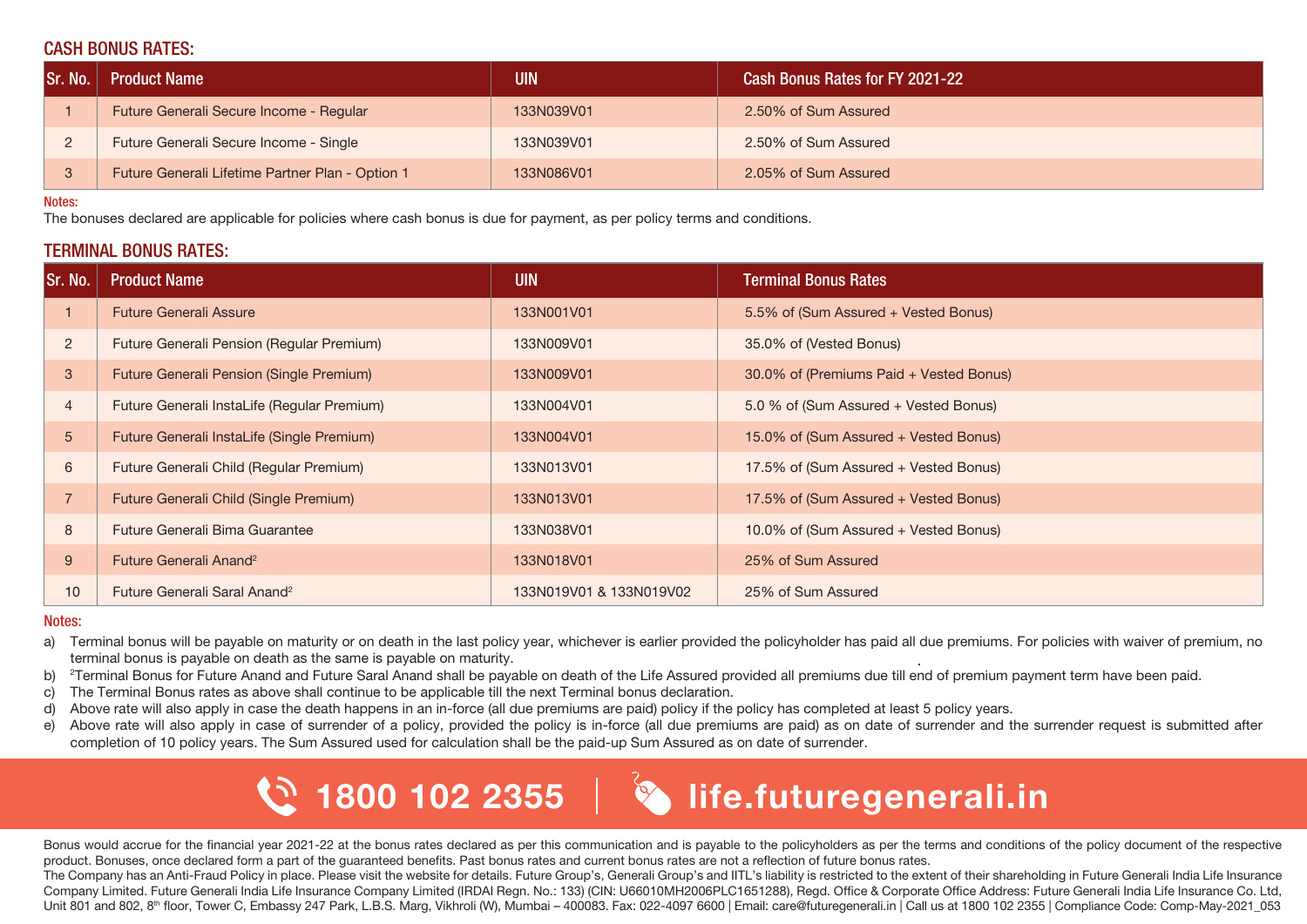## CASH BONUS RATES:

| Sr. No. | Product Name | UIN | Cash Bonus Rates for FY 2021-22 |
|---|---|---|---|
| 1 | Future Generali Secure Income - Regular | 133N039V01 | 2.50% of Sum Assured |
| 2 | Future Generali Secure Income - Single | 133N039V01 | 2.50% of Sum Assured |
| 3 | Future Generali Lifetime Partner Plan - Option 1 | 133N086V01 | 2.05% of Sum Assured |

**Notes:**

The bonuses declared are applicable for policies where cash bonus is due for payment, as per policy terms and conditions.

## TERMINAL BONUS RATES:

| Sr. No. | Product Name | UIN | Terminal Bonus Rates |
|---|---|---|---|
| 1 | Future Generali Assure | 133N001V01 | 5.5% of (Sum Assured + Vested Bonus) |
| 2 | Future Generali Pension (Regular Premium) | 133N009V01 | 35.0% of (Vested Bonus) |
| 3 | Future Generali Pension (Single Premium) | 133N009V01 | 30.0% of (Premiums Paid + Vested Bonus) |
| 4 | Future Generali InstaLife (Regular Premium) | 133N004V01 | 5.0 % of (Sum Assured + Vested Bonus) |
| 5 | Future Generali InstaLife (Single Premium) | 133N004V01 | 15.0% of (Sum Assured + Vested Bonus) |
| 6 | Future Generali Child (Regular Premium) | 133N013V01 | 17.5% of (Sum Assured + Vested Bonus) |
| 7 | Future Generali Child (Single Premium) | 133N013V01 | 17.5% of (Sum Assured + Vested Bonus) |
| 8 | Future Generali Bima Guarantee | 133N038V01 | 10.0% of (Sum Assured + Vested Bonus) |
| 9 | Future Generali Anand[2] | 133N018V01 | 25% of Sum Assured |
| 10 | Future Generali Saral Anand[2] | 133N019V01 & 133N019V02 | 25% of Sum Assured |

**Notes:**

a) Terminal bonus will be payable on maturity or on death in the last policy year, whichever is earlier provided the policyholder has paid all due premiums. For policies with waiver of premium, no terminal bonus is payable on death as the same is payable on maturity.

b) [2]Terminal Bonus for Future Anand and Future Saral Anand shall be payable on death of the Life Assured provided all premiums due till end of premium payment term have been paid.

c) The Terminal Bonus rates as above shall continue to be applicable till the next Terminal bonus declaration.

d) Above rate will also apply in case the death happens in an in-force (all due premiums are paid) policy if the policy has completed at least 5 policy years.

e) Above rate will also apply in case of surrender of a policy, provided the policy is in-force (all due premiums are paid) as on date of surrender and the surrender request is submitted after completion of 10 policy years. The Sum Assured used for calculation shall be the paid-up Sum Assured as on date of surrender.

**1800 102 2355 | life.futuregenerali.in**

Bonus would accrue for the financial year 2021-22 at the bonus rates declared as per this communication and is payable to the policyholders as per the terms and conditions of the policy document of the respective product. Bonuses, once declared form a part of the guaranteed benefits. Past bonus rates and current bonus rates are not a reflection of future bonus rates.

The Company has an Anti-Fraud Policy in place. Please visit the website for details. Future Group's, Generali Group's and IITL's liability is restricted to the extent of their shareholding in Future Generali India Life Insurance Company Limited. Future Generali India Life Insurance Company Limited (IRDAI Regn. No.: 133) (CIN: U66010MH2006PLC1651288), Regd. Office & Corporate Office Address: Future Generali India Life Insurance Co. Ltd, Unit 801 and 802, 8th floor, Tower C, Embassy 247 Park, L.B.S. Marg, Vikhroli (W), Mumbai – 400083. Fax: 022-4097 6600 | Email: care@futuregenerali.in | Call us at 1800 102 2355 | Compliance Code: Comp-May-2021_053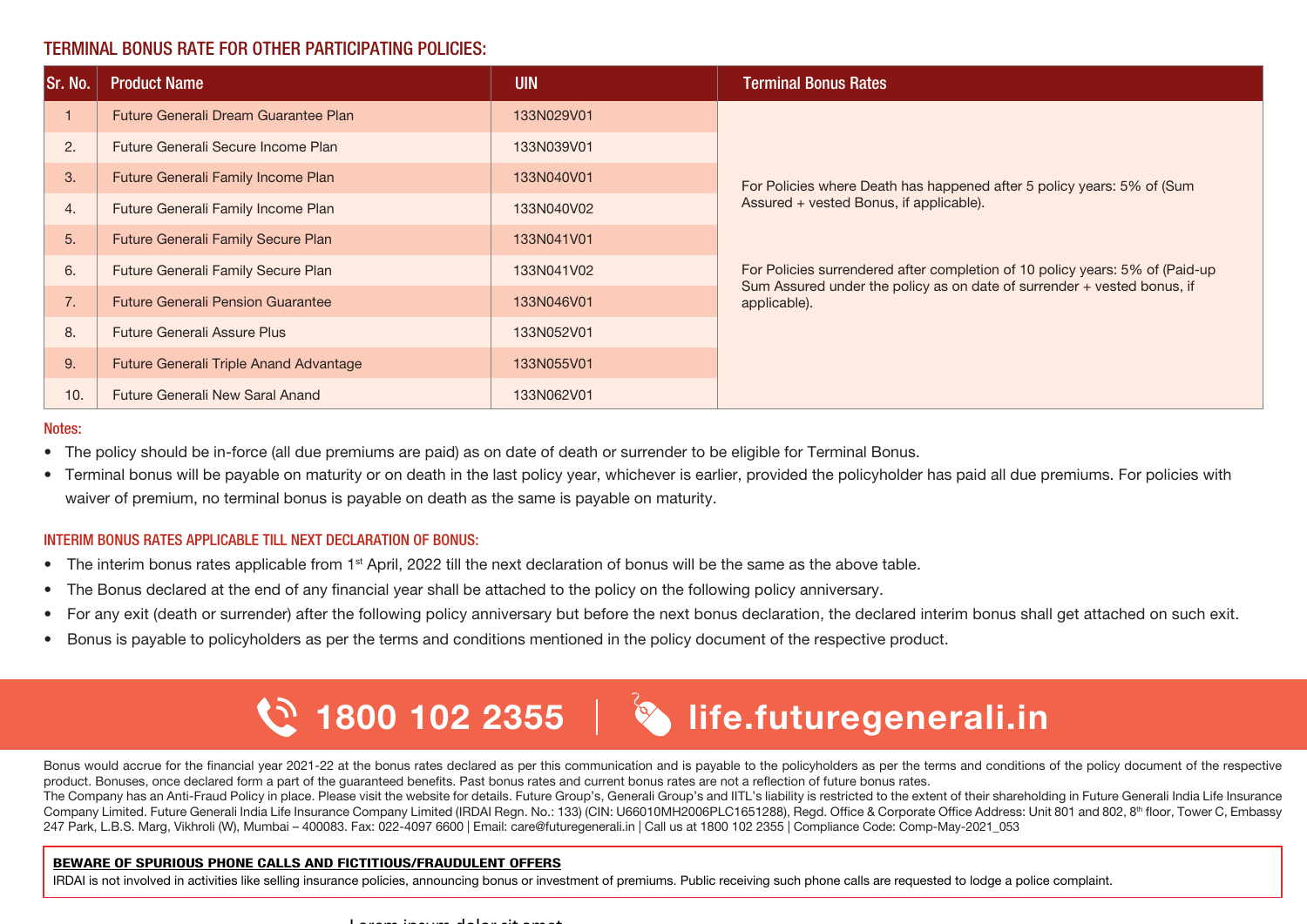## TERMINAL BONUS RATE FOR OTHER PARTICIPATING POLICIES:

| Sr. No. | Product Name | UIN | Terminal Bonus Rates |
|---|---|---|---|
| 1 | Future Generali Dream Guarantee Plan | 133N029V01 | For Policies where Death has happened after 5 policy years: 5% of (Sum Assured + vested Bonus, if applicable). For Policies surrendered after completion of 10 policy years: 5% of (Paid-up Sum Assured under the policy as on date of surrender + vested bonus, if applicable). |
| 2. | Future Generali Secure Income Plan | 133N039V01 | |
| 3. | Future Generali Family Income Plan | 133N040V01 | |
| 4. | Future Generali Family Income Plan | 133N040V02 | |
| 5. | Future Generali Family Secure Plan | 133N041V01 | |
| 6. | Future Generali Family Secure Plan | 133N041V02 | |
| 7. | Future Generali Pension Guarantee | 133N046V01 | |
| 8. | Future Generali Assure Plus | 133N052V01 | |
| 9. | Future Generali Triple Anand Advantage | 133N055V01 | |
| 10. | Future Generali New Saral Anand | 133N062V01 | |

**Notes:**

- The policy should be in-force (all due premiums are paid) as on date of death or surrender to be eligible for Terminal Bonus.
- Terminal bonus will be payable on maturity or on death in the last policy year, whichever is earlier, provided the policyholder has paid all due premiums. For policies with waiver of premium, no terminal bonus is payable on death as the same is payable on maturity.

## INTERIM BONUS RATES APPLICABLE TILL NEXT DECLARATION OF BONUS:

- The interim bonus rates applicable from 1st April, 2022 till the next declaration of bonus will be the same as the above table.
- The Bonus declared at the end of any financial year shall be attached to the policy on the following policy anniversary.
- For any exit (death or surrender) after the following policy anniversary but before the next bonus declaration, the declared interim bonus shall get attached on such exit.
- Bonus is payable to policyholders as per the terms and conditions mentioned in the policy document of the respective product.

**1800 102 2355 | life.futuregenerali.in**

Bonus would accrue for the financial year 2021-22 at the bonus rates declared as per this communication and is payable to the policyholders as per the terms and conditions of the policy document of the respective product. Bonuses, once declared form a part of the guaranteed benefits. Past bonus rates and current bonus rates are not a reflection of future bonus rates.

The Company has an Anti-Fraud Policy in place. Please visit the website for details. Future Group's, Generali Group's and IITL's liability is restricted to the extent of their shareholding in Future Generali India Life Insurance Company Limited. Future Generali India Life Insurance Company Limited (IRDAI Regn. No.: 133) (CIN: U66010MH2006PLC165128 8), Regd. Office & Corporate Office Address: Unit 801 and 802, 8th floor, Tower C, Embassy 247 Park, L.B.S. Marg, Vikhroli (W), Mumbai – 400083. Fax: 022-4097 6600 | Email: care@futuregenerali.in | Call us at 1800 102 2355 | Compliance Code: Comp-May-2021_053

**BEWARE OF SPURIOUS PHONE CALLS AND FICTITIOUS/FRAUDULENT OFFERS**

IRDAI is not involved in activities like selling insurance policies, announcing bonus or investment of premiums. Public receiving such phone calls are requested to lodge a police complaint.

Lorem ipsum dolor sit amet